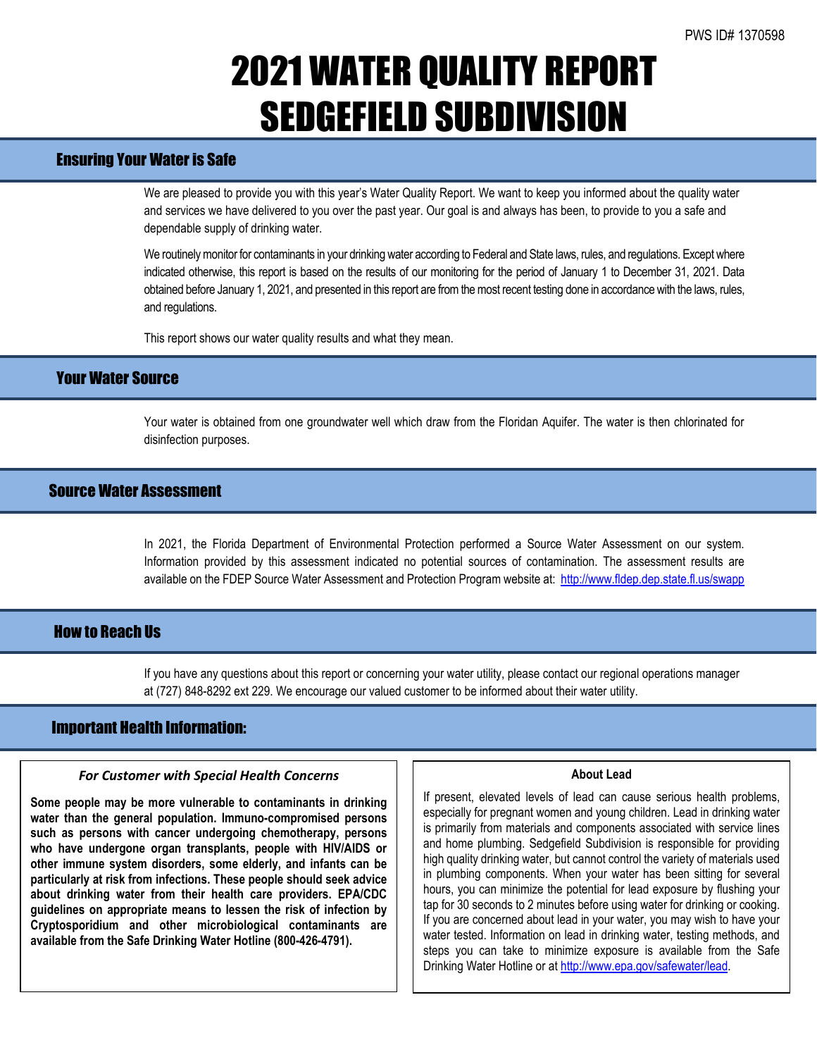PWS ID# 1370598

# 2021 WATER QUALITY REPORT SEDGEFIELD SUBDIVISION

## Ensuring Your Water is Safe

We are pleased to provide you with this year's Water Quality Report. We want to keep you informed about the quality water and services we have delivered to you over the past year. Our goal is and always has been, to provide to you a safe and dependable supply of drinking water.

We routinely monitor for contaminants in your drinking water according to Federal and State laws, rules, and regulations. Except where indicated otherwise, this report is based on the results of our monitoring for the period of January 1 to December 31, 2021. Data obtained before January 1, 2021, and presented in this report are from the most recent testing done in accordance with the laws, rules, and regulations.

This report shows our water quality results and what they mean.

## Your Water Source

Your water is obtained from one groundwater well which draw from the Floridan Aquifer. The water is then chlorinated for disinfection purposes.

## Source Water Assessment

In 2021, the Florida Department of Environmental Protection performed a Source Water Assessment on our system. Information provided by this assessment indicated no potential sources of contamination. The assessment results are available on the FDEP Source Water Assessment and Protection Program website at: http://www.fldep.dep.state.fl.us/swapp

## How to Reach Us

If you have any questions about this report or concerning your water utility, please contact our regional operations manager at (727) 848-8292 ext 229. We encourage our valued customer to be informed about their water utility.

## Important Health Information:

### *For Customer with Special Health Concerns*

**Some people may be more vulnerable to contaminants in drinking water than the general population. Immuno-compromised persons such as persons with cancer undergoing chemotherapy, persons who have undergone organ transplants, people with HIV/AIDS or other immune system disorders, some elderly, and infants can be particularly at risk from infections. These people should seek advice about drinking water from their health care providers. EPA/CDC guidelines on appropriate means to lessen the risk of infection by Cryptosporidium and other microbiological contaminants are available from the Safe Drinking Water Hotline (800-426-4791).**

### About Lead

If present, elevated levels of lead can cause serious health problems, especially for pregnant women and young children. Lead in drinking water is primarily from materials and components associated with service lines and home plumbing. Sedgefield Subdivision is responsible for providing high quality drinking water, but cannot control the variety of materials used in plumbing components. When your water has been sitting for several hours, you can minimize the potential for lead exposure by flushing your tap for 30 seconds to 2 minutes before using water for drinking or cooking. If you are concerned about lead in your water, you may wish to have your water tested. Information on lead in drinking water, testing methods, and steps you can take to minimize exposure is available from the Safe Drinking Water Hotline or at http://www.epa.gov/safewater/lead.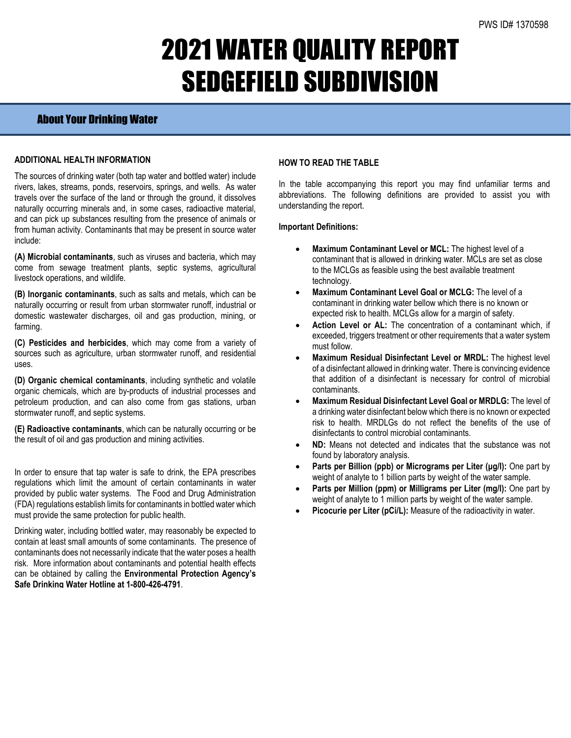PWS ID# 1370598

# 2021 WATER QUALITY REPORT SEDGEFIELD SUBDIVISION

## About Your Drinking Water

**ADDITIONAL HEALTH INFORMATION**

The sources of drinking water (both tap water and bottled water) include rivers, lakes, streams, ponds, reservoirs, springs, and wells. As water travels over the surface of the land or through the ground, it dissolves naturally occurring minerals and, in some cases, radioactive material, and can pick up substances resulting from the presence of animals or from human activity. Contaminants that may be present in source water include:

**(A) Microbial contaminants**, such as viruses and bacteria, which may come from sewage treatment plants, septic systems, agricultural livestock operations, and wildlife.

**(B) Inorganic contaminants**, such as salts and metals, which can be naturally occurring or result from urban stormwater runoff, industrial or domestic wastewater discharges, oil and gas production, mining, or farming.

**(C) Pesticides and herbicides**, which may come from a variety of sources such as agriculture, urban stormwater runoff, and residential uses.

**(D) Organic chemical contaminants**, including synthetic and volatile organic chemicals, which are by-products of industrial processes and petroleum production, and can also come from gas stations, urban stormwater runoff, and septic systems.

**(E) Radioactive contaminants**, which can be naturally occurring or be the result of oil and gas production and mining activities.

In order to ensure that tap water is safe to drink, the EPA prescribes regulations which limit the amount of certain contaminants in water provided by public water systems. The Food and Drug Administration (FDA) regulations establish limits for contaminants in bottled water which must provide the same protection for public health.

Drinking water, including bottled water, may reasonably be expected to contain at least small amounts of some contaminants. The presence of contaminants does not necessarily indicate that the water poses a health risk. More information about contaminants and potential health effects can be obtained by calling the **Environmental Protection Agency's Safe Drinking Water Hotline at 1-800-426-4791**.

**HOW TO READ THE TABLE**

In the table accompanying this report you may find unfamiliar terms and abbreviations. The following definitions are provided to assist you with understanding the report.

**Important Definitions:**

- **Maximum Contaminant Level or MCL:** The highest level of a contaminant that is allowed in drinking water. MCLs are set as close to the MCLGs as feasible using the best available treatment technology.
- **Maximum Contaminant Level Goal or MCLG:** The level of a contaminant in drinking water bellow which there is no known or expected risk to health. MCLGs allow for a margin of safety.
- **Action Level or AL:** The concentration of a contaminant which, if exceeded, triggers treatment or other requirements that a water system must follow.
- **Maximum Residual Disinfectant Level or MRDL:** The highest level of a disinfectant allowed in drinking water. There is convincing evidence that addition of a disinfectant is necessary for control of microbial contaminants.
- **Maximum Residual Disinfectant Level Goal or MRDLG:** The level of a drinking water disinfectant below which there is no known or expected risk to health. MRDLGs do not reflect the benefits of the use of disinfectants to control microbial contaminants.
- **ND:** Means not detected and indicates that the substance was not found by laboratory analysis.
- **Parts per Billion (ppb) or Micrograms per Liter (µg/l):** One part by weight of analyte to 1 billion parts by weight of the water sample.
- **Parts per Million (ppm) or Milligrams per Liter (mg/l):** One part by weight of analyte to 1 million parts by weight of the water sample.
- **Picocurie per Liter (pCi/L):** Measure of the radioactivity in water.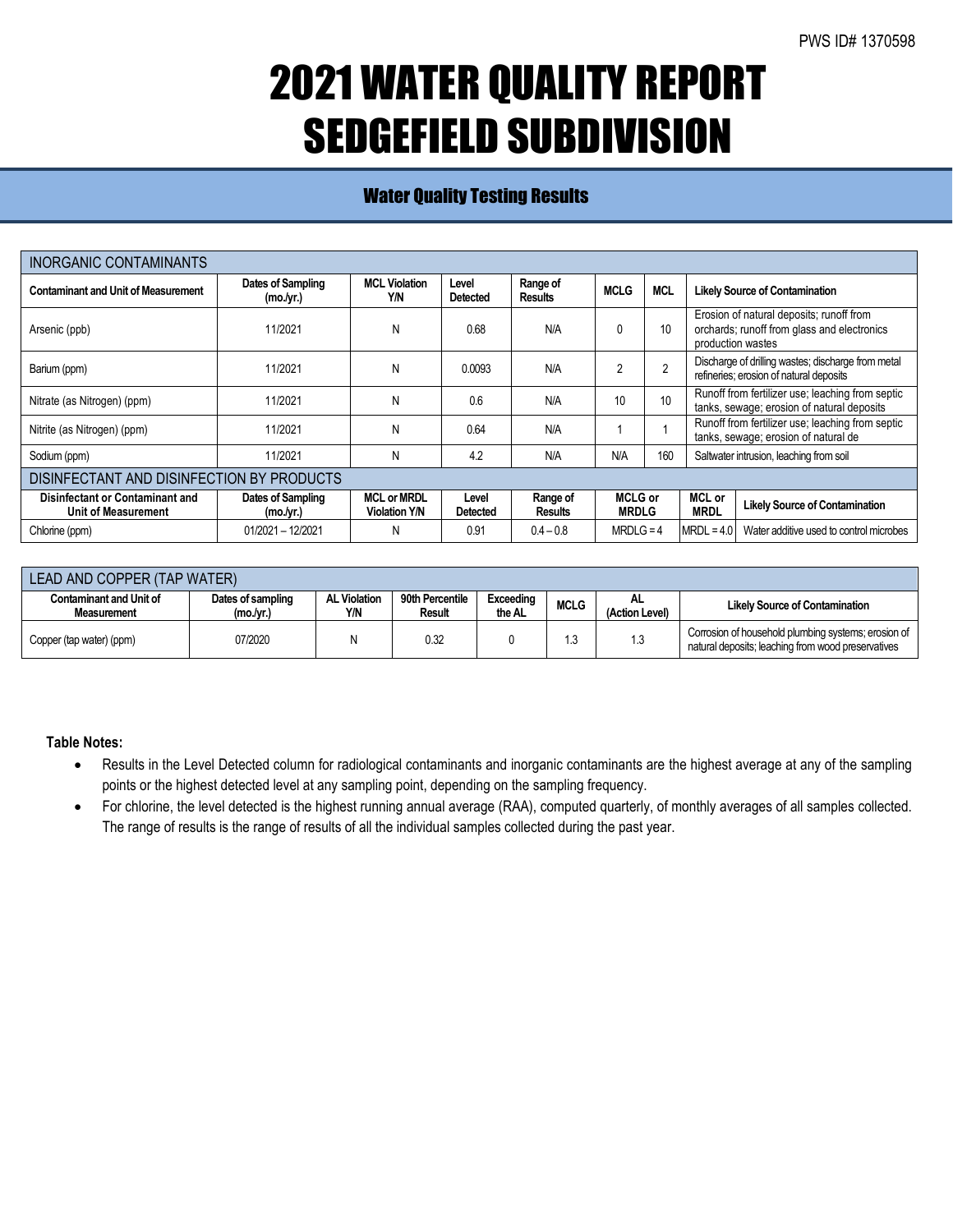PWS ID# 1370598

# 2021 WATER QUALITY REPORT SEDGEFIELD SUBDIVISION

## Water Quality Testing Results

| INORGANIC CONTAMINANTS | | | | | | | |
|---|---|---|---|---|---|---|---|
| **Contaminant and Unit of Measurement** | **Dates of Sampling (mo./yr.)** | **MCL Violation Y/N** | **Level Detected** | **Range of Results** | **MCLG** | **MCL** | **Likely Source of Contamination** |
| Arsenic (ppb) | 11/2021 | N | 0.68 | N/A | 0 | 10 | Erosion of natural deposits; runoff from orchards; runoff from glass and electronics production wastes |
| Barium (ppm) | 11/2021 | N | 0.0093 | N/A | 2 | 2 | Discharge of drilling wastes; discharge from metal refineries; erosion of natural deposits |
| Nitrate (as Nitrogen) (ppm) | 11/2021 | N | 0.6 | N/A | 10 | 10 | Runoff from fertilizer use; leaching from septic tanks, sewage; erosion of natural deposits |
| Nitrite (as Nitrogen) (ppm) | 11/2021 | N | 0.64 | N/A | 1 | 1 | Runoff from fertilizer use; leaching from septic tanks, sewage; erosion of natural de |
| Sodium (ppm) | 11/2021 | N | 4.2 | N/A | N/A | 160 | Saltwater intrusion, leaching from soil |
| **DISINFECTANT AND DISINFECTION BY PRODUCTS** | | | | | | | |
| **Disinfectant or Contaminant and Unit of Measurement** | **Dates of Sampling (mo./yr.)** | **MCL or MRDL Violation Y/N** | **Level Detected** | **Range of Results** | **MCLG or MRDLG** | **MCL or MRDL** | **Likely Source of Contamination** |
| Chlorine (ppm) | 01/2021 – 12/2021 | N | 0.91 | 0.4 – 0.8 | MRDLG = 4 | MRDL = 4.0 | Water additive used to control microbes |

| LEAD AND COPPER (TAP WATER) | | | | | | | |
|---|---|---|---|---|---|---|---|
| **Contaminant and Unit of Measurement** | **Dates of sampling (mo./yr.)** | **AL Violation Y/N** | **90th Percentile Result** | **Exceeding the AL** | **MCLG** | **AL (Action Level)** | **Likely Source of Contamination** |
| Copper (tap water) (ppm) | 07/2020 | N | 0.32 | 0 | 1.3 | 1.3 | Corrosion of household plumbing systems; erosion of natural deposits; leaching from wood preservatives |

**Table Notes:**

- Results in the Level Detected column for radiological contaminants and inorganic contaminants are the highest average at any of the sampling points or the highest detected level at any sampling point, depending on the sampling frequency.
- For chlorine, the level detected is the highest running annual average (RAA), computed quarterly, of monthly averages of all samples collected. The range of results is the range of results of all the individual samples collected during the past year.